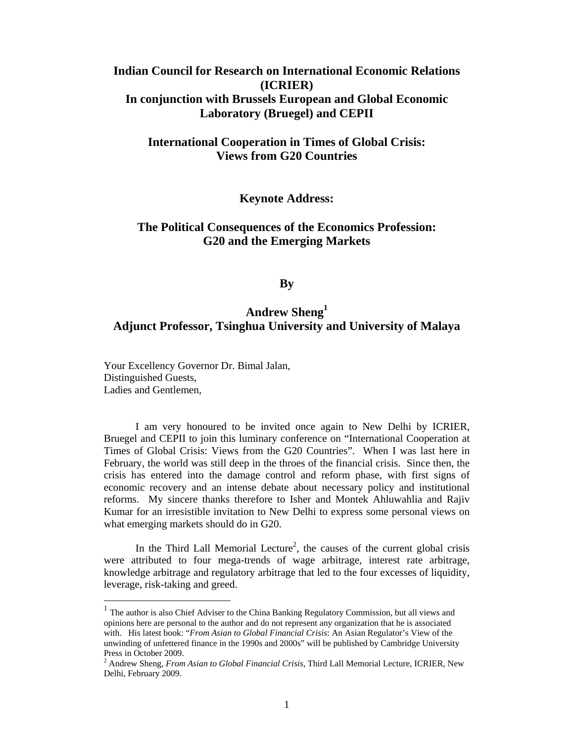**Indian Council for Research on International Economic Relations (ICRIER)**
**In conjunction with Brussels European and Global Economic Laboratory (Bruegel) and CEPII**

**International Cooperation in Times of Global Crisis: Views from G20 Countries**

**Keynote Address:**

# The Political Consequences of the Economics Profession: G20 and the Emerging Markets

**By**

**Andrew Sheng[1]**
**Adjunct Professor, Tsinghua University and University of Malaya**

Your Excellency Governor Dr. Bimal Jalan,
Distinguished Guests,
Ladies and Gentlemen,

I am very honoured to be invited once again to New Delhi by ICRIER, Bruegel and CEPII to join this luminary conference on "International Cooperation at Times of Global Crisis: Views from the G20 Countries". When I was last here in February, the world was still deep in the throes of the financial crisis. Since then, the crisis has entered into the damage control and reform phase, with first signs of economic recovery and an intense debate about necessary policy and institutional reforms. My sincere thanks therefore to Isher and Montek Ahluwahlia and Rajiv Kumar for an irresistible invitation to New Delhi to express some personal views on what emerging markets should do in G20.

In the Third Lall Memorial Lecture[2], the causes of the current global crisis were attributed to four mega-trends of wage arbitrage, interest rate arbitrage, knowledge arbitrage and regulatory arbitrage that led to the four excesses of liquidity, leverage, risk-taking and greed.

---

[1] The author is also Chief Adviser to the China Banking Regulatory Commission, but all views and opinions here are personal to the author and do not represent any organization that he is associated with. His latest book: "*From Asian to Global Financial Crisis*: An Asian Regulator's View of the unwinding of unfettered finance in the 1990s and 2000s" will be published by Cambridge University Press in October 2009.

[2] Andrew Sheng, *From Asian to Global Financial Crisis*, Third Lall Memorial Lecture, ICRIER, New Delhi, February 2009.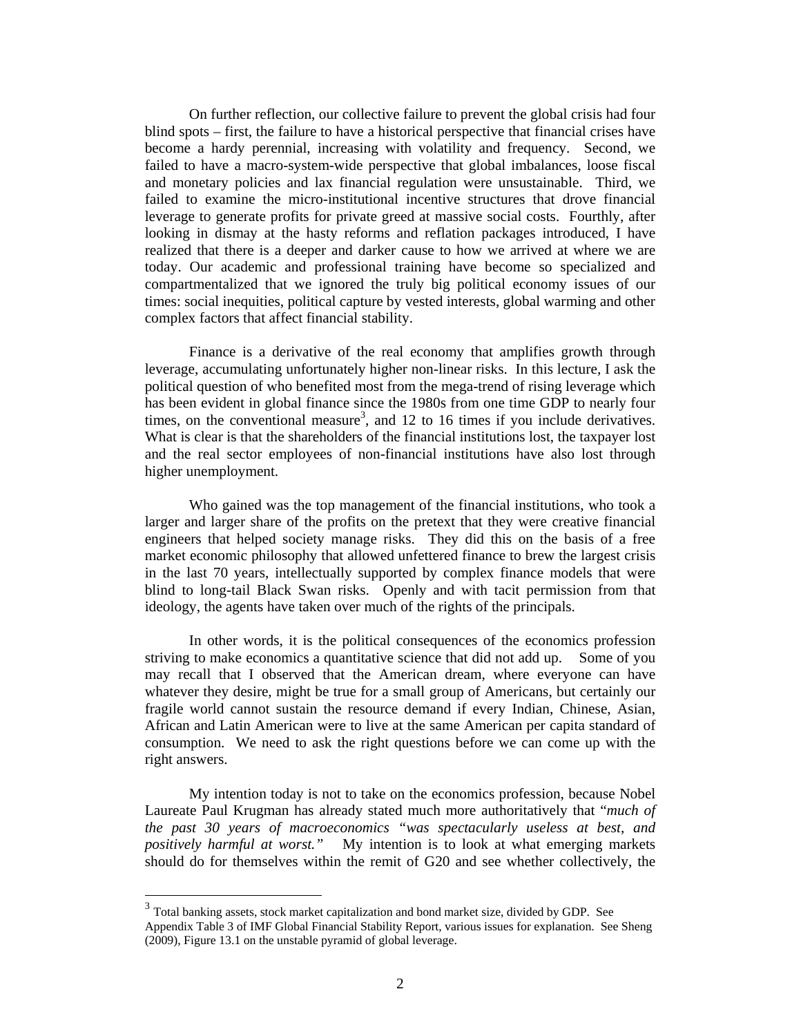On further reflection, our collective failure to prevent the global crisis had four blind spots – first, the failure to have a historical perspective that financial crises have become a hardy perennial, increasing with volatility and frequency. Second, we failed to have a macro-system-wide perspective that global imbalances, loose fiscal and monetary policies and lax financial regulation were unsustainable. Third, we failed to examine the micro-institutional incentive structures that drove financial leverage to generate profits for private greed at massive social costs. Fourthly, after looking in dismay at the hasty reforms and reflation packages introduced, I have realized that there is a deeper and darker cause to how we arrived at where we are today. Our academic and professional training have become so specialized and compartmentalized that we ignored the truly big political economy issues of our times: social inequities, political capture by vested interests, global warming and other complex factors that affect financial stability.

Finance is a derivative of the real economy that amplifies growth through leverage, accumulating unfortunately higher non-linear risks. In this lecture, I ask the political question of who benefited most from the mega-trend of rising leverage which has been evident in global finance since the 1980s from one time GDP to nearly four times, on the conventional measure[3], and 12 to 16 times if you include derivatives. What is clear is that the shareholders of the financial institutions lost, the taxpayer lost and the real sector employees of non-financial institutions have also lost through higher unemployment.

Who gained was the top management of the financial institutions, who took a larger and larger share of the profits on the pretext that they were creative financial engineers that helped society manage risks. They did this on the basis of a free market economic philosophy that allowed unfettered finance to brew the largest crisis in the last 70 years, intellectually supported by complex finance models that were blind to long-tail Black Swan risks. Openly and with tacit permission from that ideology, the agents have taken over much of the rights of the principals.

In other words, it is the political consequences of the economics profession striving to make economics a quantitative science that did not add up. Some of you may recall that I observed that the American dream, where everyone can have whatever they desire, might be true for a small group of Americans, but certainly our fragile world cannot sustain the resource demand if every Indian, Chinese, Asian, African and Latin American were to live at the same American per capita standard of consumption. We need to ask the right questions before we can come up with the right answers.

My intention today is not to take on the economics profession, because Nobel Laureate Paul Krugman has already stated much more authoritatively that "*much of the past 30 years of macroeconomics "was spectacularly useless at best, and positively harmful at worst."* My intention is to look at what emerging markets should do for themselves within the remit of G20 and see whether collectively, the

---

[3] Total banking assets, stock market capitalization and bond market size, divided by GDP. See Appendix Table 3 of IMF Global Financial Stability Report, various issues for explanation. See Sheng (2009), Figure 13.1 on the unstable pyramid of global leverage.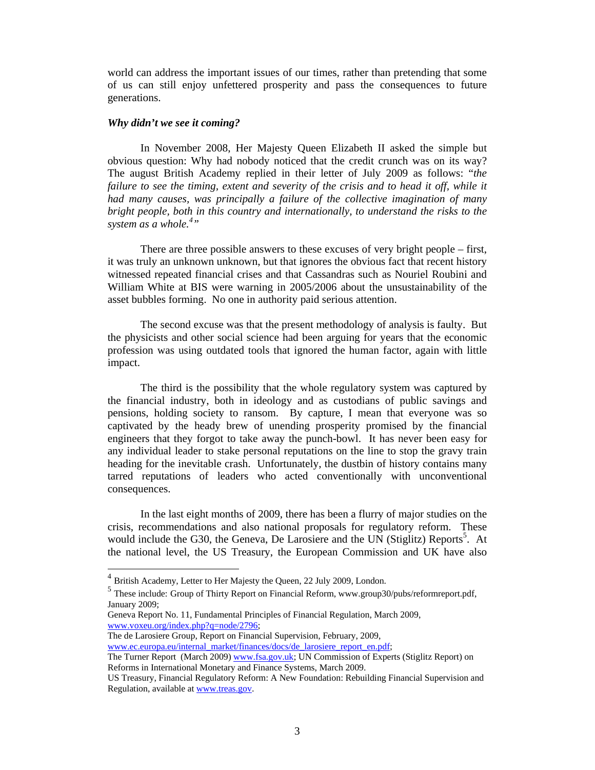world can address the important issues of our times, rather than pretending that some of us can still enjoy unfettered prosperity and pass the consequences to future generations.

***Why didn't we see it coming?***

In November 2008, Her Majesty Queen Elizabeth II asked the simple but obvious question: Why had nobody noticed that the credit crunch was on its way? The august British Academy replied in their letter of July 2009 as follows: "*the failure to see the timing, extent and severity of the crisis and to head it off, while it had many causes, was principally a failure of the collective imagination of many bright people, both in this country and internationally, to understand the risks to the system as a whole.*[4]"

There are three possible answers to these excuses of very bright people – first, it was truly an unknown unknown, but that ignores the obvious fact that recent history witnessed repeated financial crises and that Cassandras such as Nouriel Roubini and William White at BIS were warning in 2005/2006 about the unsustainability of the asset bubbles forming. No one in authority paid serious attention.

The second excuse was that the present methodology of analysis is faulty. But the physicists and other social science had been arguing for years that the economic profession was using outdated tools that ignored the human factor, again with little impact.

The third is the possibility that the whole regulatory system was captured by the financial industry, both in ideology and as custodians of public savings and pensions, holding society to ransom. By capture, I mean that everyone was so captivated by the heady brew of unending prosperity promised by the financial engineers that they forgot to take away the punch-bowl. It has never been easy for any individual leader to stake personal reputations on the line to stop the gravy train heading for the inevitable crash. Unfortunately, the dustbin of history contains many tarred reputations of leaders who acted conventionally with unconventional consequences.

In the last eight months of 2009, there has been a flurry of major studies on the crisis, recommendations and also national proposals for regulatory reform. These would include the G30, the Geneva, De Larosiere and the UN (Stiglitz) Reports[5]. At the national level, the US Treasury, the European Commission and UK have also

---

[4] British Academy, Letter to Her Majesty the Queen, 22 July 2009, London.

[5] These include: Group of Thirty Report on Financial Reform, www.group30/pubs/reformreport.pdf, January 2009;
Geneva Report No. 11, Fundamental Principles of Financial Regulation, March 2009, www.voxeu.org/index.php?q=node/2796;
The de Larosiere Group, Report on Financial Supervision, February, 2009, www.ec.europa.eu/internal_market/finances/docs/de_larosiere_report_en.pdf;
The Turner Report (March 2009) www.fsa.gov.uk; UN Commission of Experts (Stiglitz Report) on Reforms in International Monetary and Finance Systems, March 2009.
US Treasury, Financial Regulatory Reform: A New Foundation: Rebuilding Financial Supervision and Regulation, available at www.treas.gov.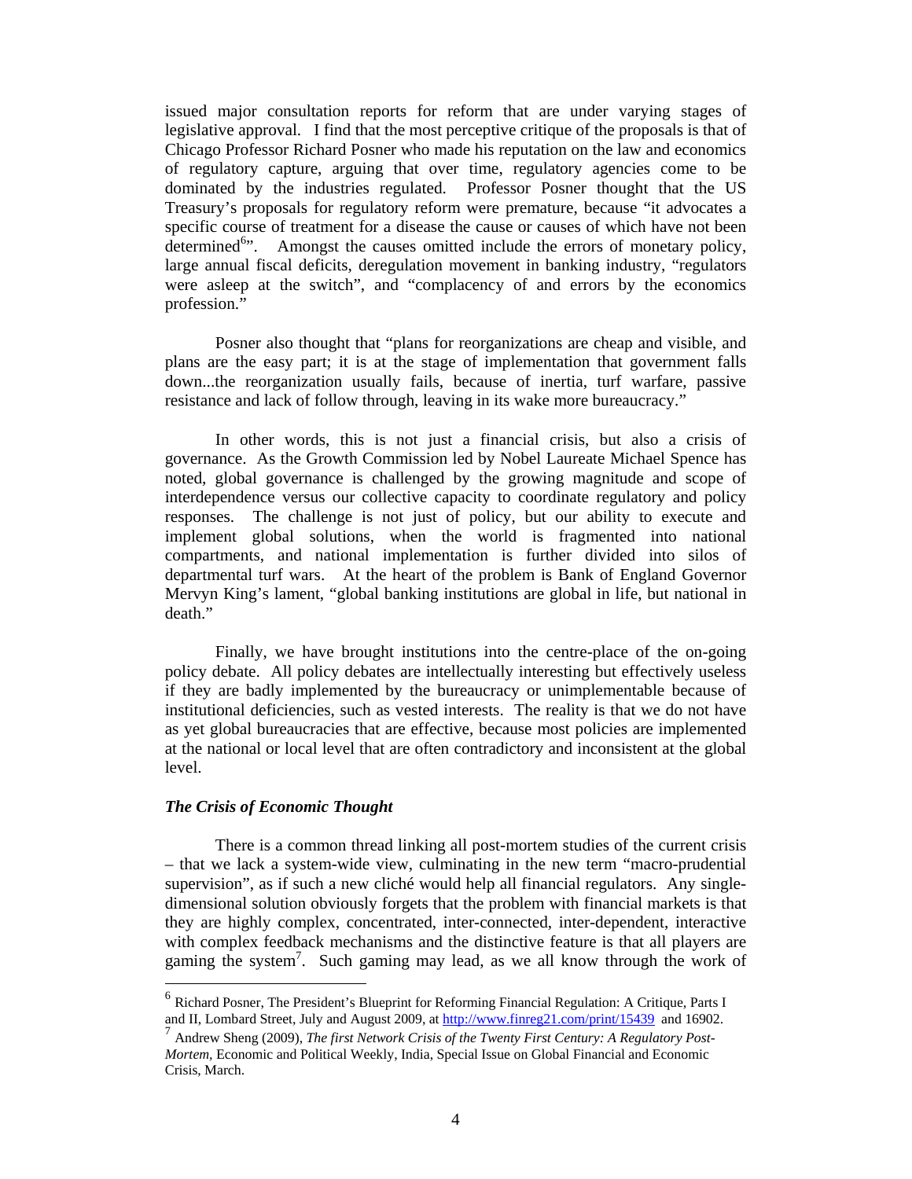issued major consultation reports for reform that are under varying stages of legislative approval. I find that the most perceptive critique of the proposals is that of Chicago Professor Richard Posner who made his reputation on the law and economics of regulatory capture, arguing that over time, regulatory agencies come to be dominated by the industries regulated. Professor Posner thought that the US Treasury's proposals for regulatory reform were premature, because "it advocates a specific course of treatment for a disease the cause or causes of which have not been determined[6]". Amongst the causes omitted include the errors of monetary policy, large annual fiscal deficits, deregulation movement in banking industry, "regulators were asleep at the switch", and "complacency of and errors by the economics profession."

Posner also thought that "plans for reorganizations are cheap and visible, and plans are the easy part; it is at the stage of implementation that government falls down...the reorganization usually fails, because of inertia, turf warfare, passive resistance and lack of follow through, leaving in its wake more bureaucracy."

In other words, this is not just a financial crisis, but also a crisis of governance. As the Growth Commission led by Nobel Laureate Michael Spence has noted, global governance is challenged by the growing magnitude and scope of interdependence versus our collective capacity to coordinate regulatory and policy responses. The challenge is not just of policy, but our ability to execute and implement global solutions, when the world is fragmented into national compartments, and national implementation is further divided into silos of departmental turf wars. At the heart of the problem is Bank of England Governor Mervyn King's lament, "global banking institutions are global in life, but national in death."

Finally, we have brought institutions into the centre-place of the on-going policy debate. All policy debates are intellectually interesting but effectively useless if they are badly implemented by the bureaucracy or unimplementable because of institutional deficiencies, such as vested interests. The reality is that we do not have as yet global bureaucracies that are effective, because most policies are implemented at the national or local level that are often contradictory and inconsistent at the global level.

### *The Crisis of Economic Thought*

There is a common thread linking all post-mortem studies of the current crisis – that we lack a system-wide view, culminating in the new term "macro-prudential supervision", as if such a new cliché would help all financial regulators. Any single-dimensional solution obviously forgets that the problem with financial markets is that they are highly complex, concentrated, inter-connected, inter-dependent, interactive with complex feedback mechanisms and the distinctive feature is that all players are gaming the system[7]. Such gaming may lead, as we all know through the work of

---

[6] Richard Posner, The President's Blueprint for Reforming Financial Regulation: A Critique, Parts I and II, Lombard Street, July and August 2009, at http://www.finreg21.com/print/15439 and 16902.

[7] Andrew Sheng (2009), *The first Network Crisis of the Twenty First Century: A Regulatory Post-Mortem*, Economic and Political Weekly, India, Special Issue on Global Financial and Economic Crisis, March.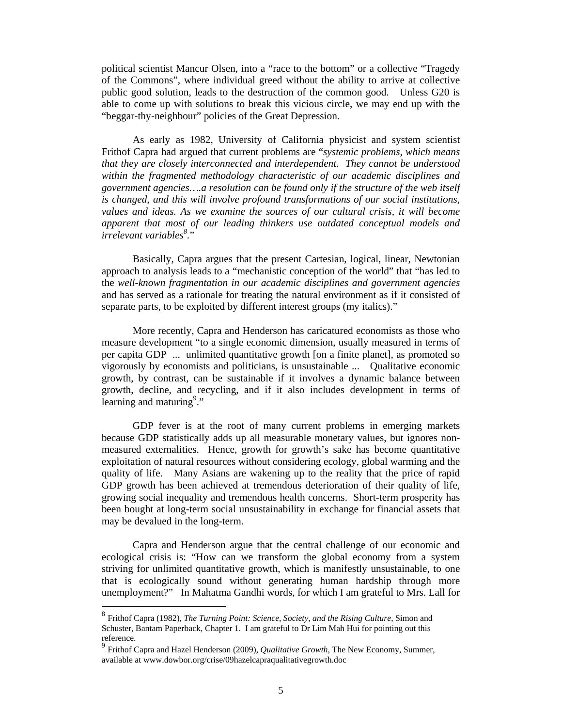political scientist Mancur Olsen, into a "race to the bottom" or a collective "Tragedy of the Commons", where individual greed without the ability to arrive at collective public good solution, leads to the destruction of the common good. Unless G20 is able to come up with solutions to break this vicious circle, we may end up with the "beggar-thy-neighbour" policies of the Great Depression.

As early as 1982, University of California physicist and system scientist Frithof Capra had argued that current problems are "*systemic problems, which means that they are closely interconnected and interdependent. They cannot be understood within the fragmented methodology characteristic of our academic disciplines and government agencies….a resolution can be found only if the structure of the web itself is changed, and this will involve profound transformations of our social institutions, values and ideas. As we examine the sources of our cultural crisis, it will become apparent that most of our leading thinkers use outdated conceptual models and irrelevant variables*[8]."

Basically, Capra argues that the present Cartesian, logical, linear, Newtonian approach to analysis leads to a "mechanistic conception of the world" that "has led to the *well-known fragmentation in our academic disciplines and government agencies* and has served as a rationale for treating the natural environment as if it consisted of separate parts, to be exploited by different interest groups (my italics)."

More recently, Capra and Henderson has caricatured economists as those who measure development "to a single economic dimension, usually measured in terms of per capita GDP ... unlimited quantitative growth [on a finite planet], as promoted so vigorously by economists and politicians, is unsustainable ... Qualitative economic growth, by contrast, can be sustainable if it involves a dynamic balance between growth, decline, and recycling, and if it also includes development in terms of learning and maturing[9]."

GDP fever is at the root of many current problems in emerging markets because GDP statistically adds up all measurable monetary values, but ignores non-measured externalities. Hence, growth for growth's sake has become quantitative exploitation of natural resources without considering ecology, global warming and the quality of life. Many Asians are wakening up to the reality that the price of rapid GDP growth has been achieved at tremendous deterioration of their quality of life, growing social inequality and tremendous health concerns. Short-term prosperity has been bought at long-term social unsustainability in exchange for financial assets that may be devalued in the long-term.

Capra and Henderson argue that the central challenge of our economic and ecological crisis is: "How can we transform the global economy from a system striving for unlimited quantitative growth, which is manifestly unsustainable, to one that is ecologically sound without generating human hardship through more unemployment?" In Mahatma Gandhi words, for which I am grateful to Mrs. Lall for

---

[8] Frithof Capra (1982), *The Turning Point: Science, Society, and the Rising Culture*, Simon and Schuster, Bantam Paperback, Chapter 1. I am grateful to Dr Lim Mah Hui for pointing out this reference.

[9] Frithof Capra and Hazel Henderson (2009), *Qualitative Growth*, The New Economy, Summer, available at www.dowbor.org/crise/09hazelcapraqualitativegrowth.doc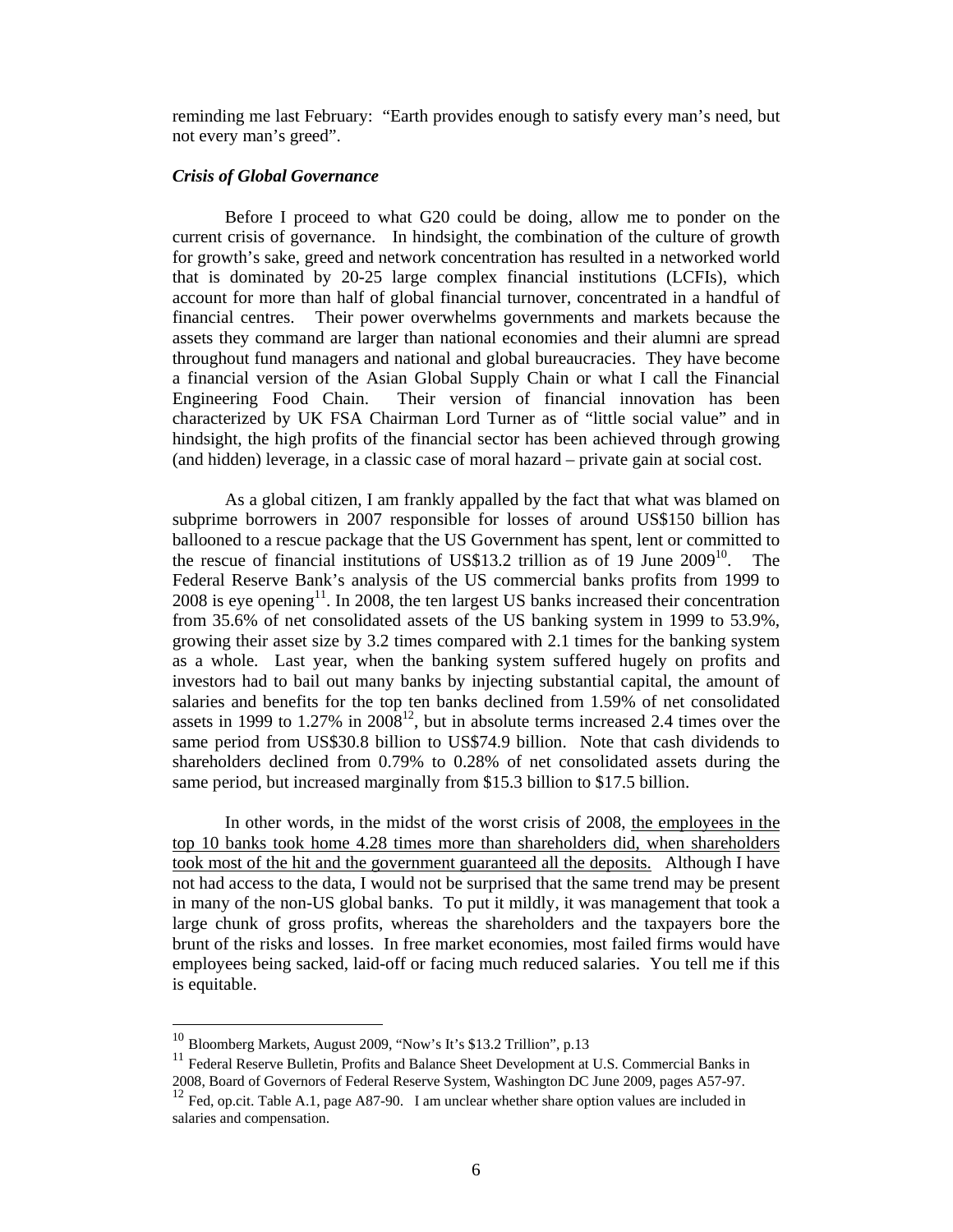reminding me last February: "Earth provides enough to satisfy every man's need, but not every man's greed".

### *Crisis of Global Governance*

Before I proceed to what G20 could be doing, allow me to ponder on the current crisis of governance. In hindsight, the combination of the culture of growth for growth's sake, greed and network concentration has resulted in a networked world that is dominated by 20-25 large complex financial institutions (LCFIs), which account for more than half of global financial turnover, concentrated in a handful of financial centres. Their power overwhelms governments and markets because the assets they command are larger than national economies and their alumni are spread throughout fund managers and national and global bureaucracies. They have become a financial version of the Asian Global Supply Chain or what I call the Financial Engineering Food Chain. Their version of financial innovation has been characterized by UK FSA Chairman Lord Turner as of "little social value" and in hindsight, the high profits of the financial sector has been achieved through growing (and hidden) leverage, in a classic case of moral hazard – private gain at social cost.

As a global citizen, I am frankly appalled by the fact that what was blamed on subprime borrowers in 2007 responsible for losses of around US$150 billion has ballooned to a rescue package that the US Government has spent, lent or committed to the rescue of financial institutions of US$13.2 trillion as of 19 June 2009[10]. The Federal Reserve Bank's analysis of the US commercial banks profits from 1999 to 2008 is eye opening[11]. In 2008, the ten largest US banks increased their concentration from 35.6% of net consolidated assets of the US banking system in 1999 to 53.9%, growing their asset size by 3.2 times compared with 2.1 times for the banking system as a whole. Last year, when the banking system suffered hugely on profits and investors had to bail out many banks by injecting substantial capital, the amount of salaries and benefits for the top ten banks declined from 1.59% of net consolidated assets in 1999 to 1.27% in 2008[12], but in absolute terms increased 2.4 times over the same period from US$30.8 billion to US$74.9 billion. Note that cash dividends to shareholders declined from 0.79% to 0.28% of net consolidated assets during the same period, but increased marginally from $15.3 billion to $17.5 billion.

In other words, in the midst of the worst crisis of 2008, <u>the employees in the top 10 banks took home 4.28 times more than shareholders did, when shareholders took most of the hit and the government guaranteed all the deposits.</u> Although I have not had access to the data, I would not be surprised that the same trend may be present in many of the non-US global banks. To put it mildly, it was management that took a large chunk of gross profits, whereas the shareholders and the taxpayers bore the brunt of the risks and losses. In free market economies, most failed firms would have employees being sacked, laid-off or facing much reduced salaries. You tell me if this is equitable.

---

[10] Bloomberg Markets, August 2009, "Now's It's $13.2 Trillion", p.13

[11] Federal Reserve Bulletin, Profits and Balance Sheet Development at U.S. Commercial Banks in 2008, Board of Governors of Federal Reserve System, Washington DC June 2009, pages A57-97.

[12] Fed, op.cit. Table A.1, page A87-90. I am unclear whether share option values are included in salaries and compensation.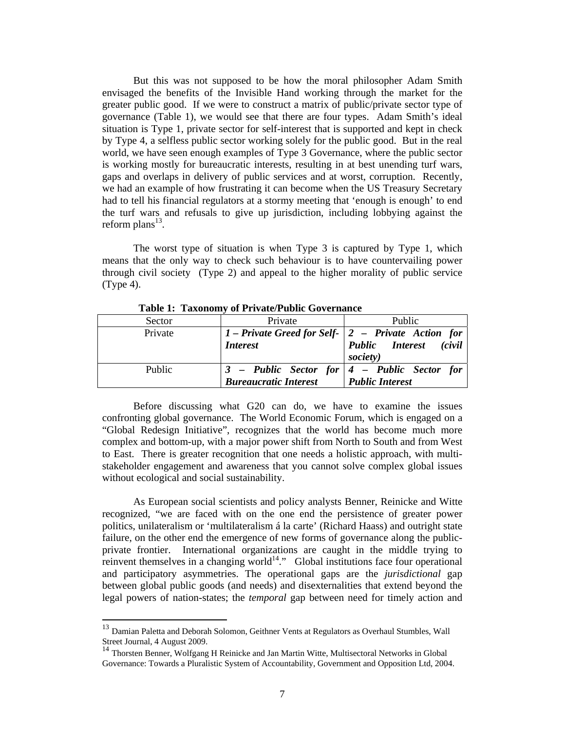But this was not supposed to be how the moral philosopher Adam Smith envisaged the benefits of the Invisible Hand working through the market for the greater public good. If we were to construct a matrix of public/private sector type of governance (Table 1), we would see that there are four types. Adam Smith's ideal situation is Type 1, private sector for self-interest that is supported and kept in check by Type 4, a selfless public sector working solely for the public good. But in the real world, we have seen enough examples of Type 3 Governance, where the public sector is working mostly for bureaucratic interests, resulting in at best unending turf wars, gaps and overlaps in delivery of public services and at worst, corruption. Recently, we had an example of how frustrating it can become when the US Treasury Secretary had to tell his financial regulators at a stormy meeting that 'enough is enough' to end the turf wars and refusals to give up jurisdiction, including lobbying against the reform plans[13].

The worst type of situation is when Type 3 is captured by Type 1, which means that the only way to check such behaviour is to have countervailing power through civil society (Type 2) and appeal to the higher morality of public service (Type 4).

**Table 1: Taxonomy of Private/Public Governance**

| Sector | Private | Public |
|---|---|---|
| Private | ***1 – Private Greed for Self-Interest*** | ***2 – Private Action for Public Interest (civil society)*** |
| Public | ***3 – Public Sector for Bureaucratic Interest*** | ***4 – Public Sector for Public Interest*** |

Before discussing what G20 can do, we have to examine the issues confronting global governance. The World Economic Forum, which is engaged on a "Global Redesign Initiative", recognizes that the world has become much more complex and bottom-up, with a major power shift from North to South and from West to East. There is greater recognition that one needs a holistic approach, with multi-stakeholder engagement and awareness that you cannot solve complex global issues without ecological and social sustainability.

As European social scientists and policy analysts Benner, Reinicke and Witte recognized, "we are faced with on the one end the persistence of greater power politics, unilateralism or 'multilateralism á la carte' (Richard Haass) and outright state failure, on the other end the emergence of new forms of governance along the public-private frontier. International organizations are caught in the middle trying to reinvent themselves in a changing world[14]." Global institutions face four operational and participatory asymmetries. The operational gaps are the *jurisdictional* gap between global public goods (and needs) and disexternalities that extend beyond the legal powers of nation-states; the *temporal* gap between need for timely action and

[13] Damian Paletta and Deborah Solomon, Geithner Vents at Regulators as Overhaul Stumbles, Wall Street Journal, 4 August 2009.

[14] Thorsten Benner, Wolfgang H Reinicke and Jan Martin Witte, Multisectoral Networks in Global Governance: Towards a Pluralistic System of Accountability, Government and Opposition Ltd, 2004.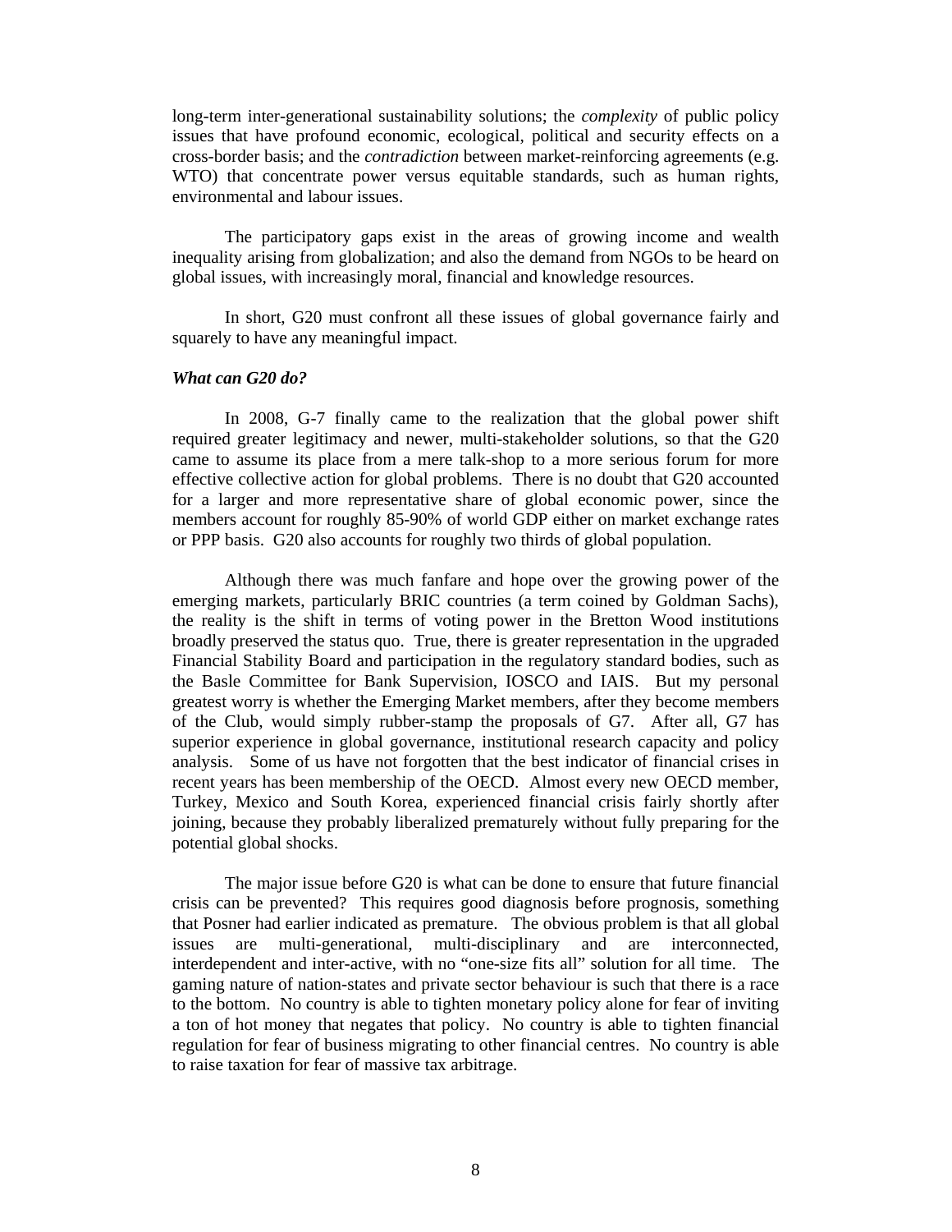long-term inter-generational sustainability solutions; the *complexity* of public policy issues that have profound economic, ecological, political and security effects on a cross-border basis; and the *contradiction* between market-reinforcing agreements (e.g. WTO) that concentrate power versus equitable standards, such as human rights, environmental and labour issues.

The participatory gaps exist in the areas of growing income and wealth inequality arising from globalization; and also the demand from NGOs to be heard on global issues, with increasingly moral, financial and knowledge resources.

In short, G20 must confront all these issues of global governance fairly and squarely to have any meaningful impact.

***What can G20 do?***

In 2008, G-7 finally came to the realization that the global power shift required greater legitimacy and newer, multi-stakeholder solutions, so that the G20 came to assume its place from a mere talk-shop to a more serious forum for more effective collective action for global problems. There is no doubt that G20 accounted for a larger and more representative share of global economic power, since the members account for roughly 85-90% of world GDP either on market exchange rates or PPP basis. G20 also accounts for roughly two thirds of global population.

Although there was much fanfare and hope over the growing power of the emerging markets, particularly BRIC countries (a term coined by Goldman Sachs), the reality is the shift in terms of voting power in the Bretton Wood institutions broadly preserved the status quo. True, there is greater representation in the upgraded Financial Stability Board and participation in the regulatory standard bodies, such as the Basle Committee for Bank Supervision, IOSCO and IAIS. But my personal greatest worry is whether the Emerging Market members, after they become members of the Club, would simply rubber-stamp the proposals of G7. After all, G7 has superior experience in global governance, institutional research capacity and policy analysis. Some of us have not forgotten that the best indicator of financial crises in recent years has been membership of the OECD. Almost every new OECD member, Turkey, Mexico and South Korea, experienced financial crisis fairly shortly after joining, because they probably liberalized prematurely without fully preparing for the potential global shocks.

The major issue before G20 is what can be done to ensure that future financial crisis can be prevented? This requires good diagnosis before prognosis, something that Posner had earlier indicated as premature. The obvious problem is that all global issues are multi-generational, multi-disciplinary and are interconnected, interdependent and inter-active, with no "one-size fits all" solution for all time. The gaming nature of nation-states and private sector behaviour is such that there is a race to the bottom. No country is able to tighten monetary policy alone for fear of inviting a ton of hot money that negates that policy. No country is able to tighten financial regulation for fear of business migrating to other financial centres. No country is able to raise taxation for fear of massive tax arbitrage.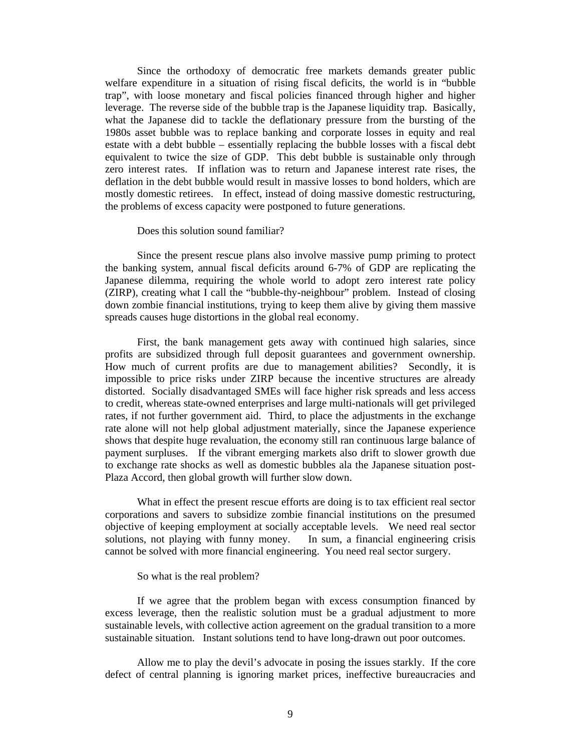Since the orthodoxy of democratic free markets demands greater public welfare expenditure in a situation of rising fiscal deficits, the world is in "bubble trap", with loose monetary and fiscal policies financed through higher and higher leverage. The reverse side of the bubble trap is the Japanese liquidity trap. Basically, what the Japanese did to tackle the deflationary pressure from the bursting of the 1980s asset bubble was to replace banking and corporate losses in equity and real estate with a debt bubble – essentially replacing the bubble losses with a fiscal debt equivalent to twice the size of GDP. This debt bubble is sustainable only through zero interest rates. If inflation was to return and Japanese interest rate rises, the deflation in the debt bubble would result in massive losses to bond holders, which are mostly domestic retirees. In effect, instead of doing massive domestic restructuring, the problems of excess capacity were postponed to future generations.

Does this solution sound familiar?

Since the present rescue plans also involve massive pump priming to protect the banking system, annual fiscal deficits around 6-7% of GDP are replicating the Japanese dilemma, requiring the whole world to adopt zero interest rate policy (ZIRP), creating what I call the "bubble-thy-neighbour" problem. Instead of closing down zombie financial institutions, trying to keep them alive by giving them massive spreads causes huge distortions in the global real economy.

First, the bank management gets away with continued high salaries, since profits are subsidized through full deposit guarantees and government ownership. How much of current profits are due to management abilities? Secondly, it is impossible to price risks under ZIRP because the incentive structures are already distorted. Socially disadvantaged SMEs will face higher risk spreads and less access to credit, whereas state-owned enterprises and large multi-nationals will get privileged rates, if not further government aid. Third, to place the adjustments in the exchange rate alone will not help global adjustment materially, since the Japanese experience shows that despite huge revaluation, the economy still ran continuous large balance of payment surpluses. If the vibrant emerging markets also drift to slower growth due to exchange rate shocks as well as domestic bubbles ala the Japanese situation post-Plaza Accord, then global growth will further slow down.

What in effect the present rescue efforts are doing is to tax efficient real sector corporations and savers to subsidize zombie financial institutions on the presumed objective of keeping employment at socially acceptable levels. We need real sector solutions, not playing with funny money. In sum, a financial engineering crisis cannot be solved with more financial engineering. You need real sector surgery.

So what is the real problem?

If we agree that the problem began with excess consumption financed by excess leverage, then the realistic solution must be a gradual adjustment to more sustainable levels, with collective action agreement on the gradual transition to a more sustainable situation. Instant solutions tend to have long-drawn out poor outcomes.

Allow me to play the devil's advocate in posing the issues starkly. If the core defect of central planning is ignoring market prices, ineffective bureaucracies and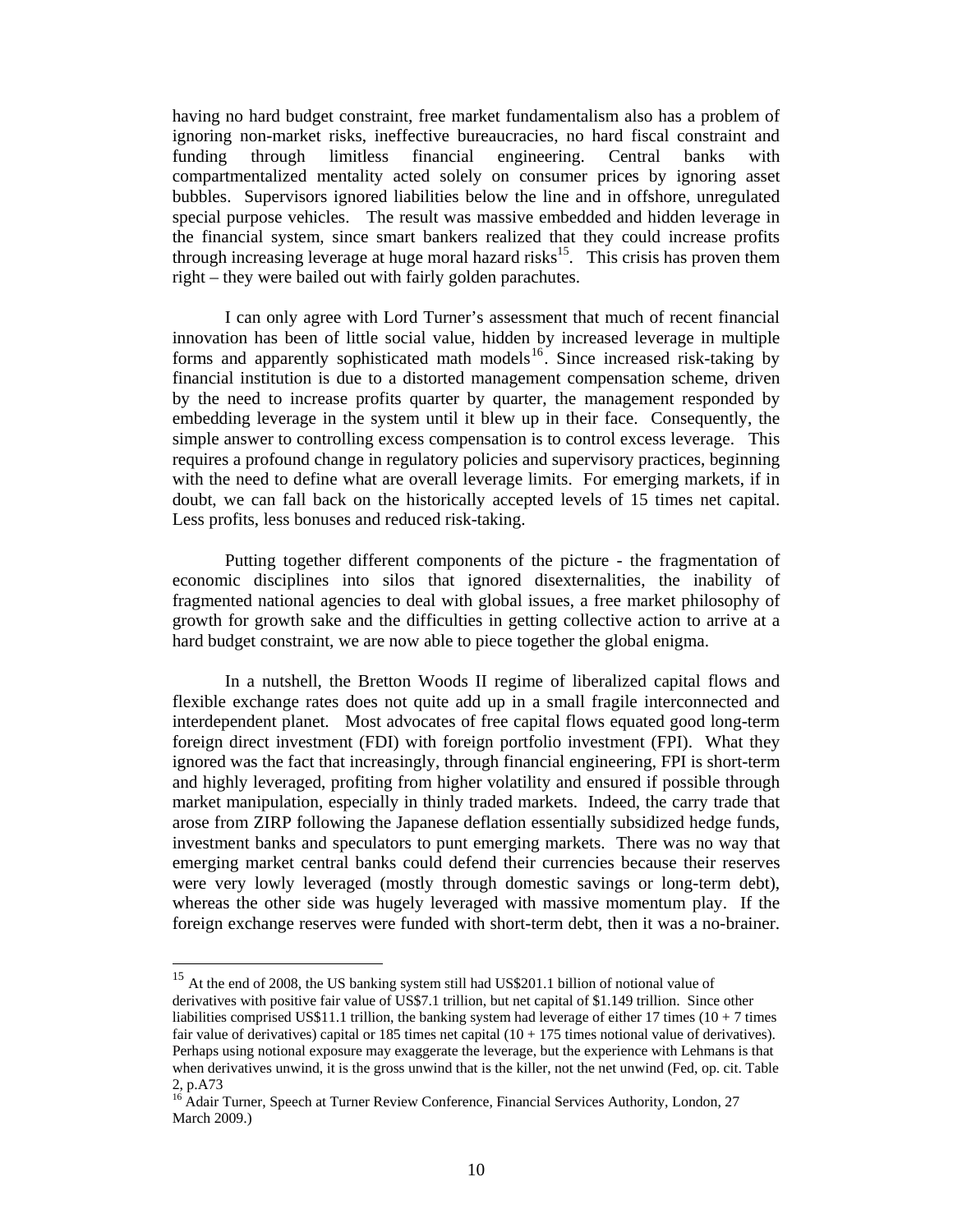having no hard budget constraint, free market fundamentalism also has a problem of ignoring non-market risks, ineffective bureaucracies, no hard fiscal constraint and funding through limitless financial engineering. Central banks with compartmentalized mentality acted solely on consumer prices by ignoring asset bubbles. Supervisors ignored liabilities below the line and in offshore, unregulated special purpose vehicles. The result was massive embedded and hidden leverage in the financial system, since smart bankers realized that they could increase profits through increasing leverage at huge moral hazard risks[15]. This crisis has proven them right – they were bailed out with fairly golden parachutes.

I can only agree with Lord Turner's assessment that much of recent financial innovation has been of little social value, hidden by increased leverage in multiple forms and apparently sophisticated math models[16]. Since increased risk-taking by financial institution is due to a distorted management compensation scheme, driven by the need to increase profits quarter by quarter, the management responded by embedding leverage in the system until it blew up in their face. Consequently, the simple answer to controlling excess compensation is to control excess leverage. This requires a profound change in regulatory policies and supervisory practices, beginning with the need to define what are overall leverage limits. For emerging markets, if in doubt, we can fall back on the historically accepted levels of 15 times net capital. Less profits, less bonuses and reduced risk-taking.

Putting together different components of the picture - the fragmentation of economic disciplines into silos that ignored disexternalities, the inability of fragmented national agencies to deal with global issues, a free market philosophy of growth for growth sake and the difficulties in getting collective action to arrive at a hard budget constraint, we are now able to piece together the global enigma.

In a nutshell, the Bretton Woods II regime of liberalized capital flows and flexible exchange rates does not quite add up in a small fragile interconnected and interdependent planet. Most advocates of free capital flows equated good long-term foreign direct investment (FDI) with foreign portfolio investment (FPI). What they ignored was the fact that increasingly, through financial engineering, FPI is short-term and highly leveraged, profiting from higher volatility and ensured if possible through market manipulation, especially in thinly traded markets. Indeed, the carry trade that arose from ZIRP following the Japanese deflation essentially subsidized hedge funds, investment banks and speculators to punt emerging markets. There was no way that emerging market central banks could defend their currencies because their reserves were very lowly leveraged (mostly through domestic savings or long-term debt), whereas the other side was hugely leveraged with massive momentum play. If the foreign exchange reserves were funded with short-term debt, then it was a no-brainer.

---

[15] At the end of 2008, the US banking system still had US$201.1 billion of notional value of derivatives with positive fair value of US$7.1 trillion, but net capital of $1.149 trillion. Since other liabilities comprised US$11.1 trillion, the banking system had leverage of either 17 times (10 + 7 times fair value of derivatives) capital or 185 times net capital (10 + 175 times notional value of derivatives). Perhaps using notional exposure may exaggerate the leverage, but the experience with Lehmans is that when derivatives unwind, it is the gross unwind that is the killer, not the net unwind (Fed, op. cit. Table 2, p.A73

[16] Adair Turner, Speech at Turner Review Conference, Financial Services Authority, London, 27 March 2009.)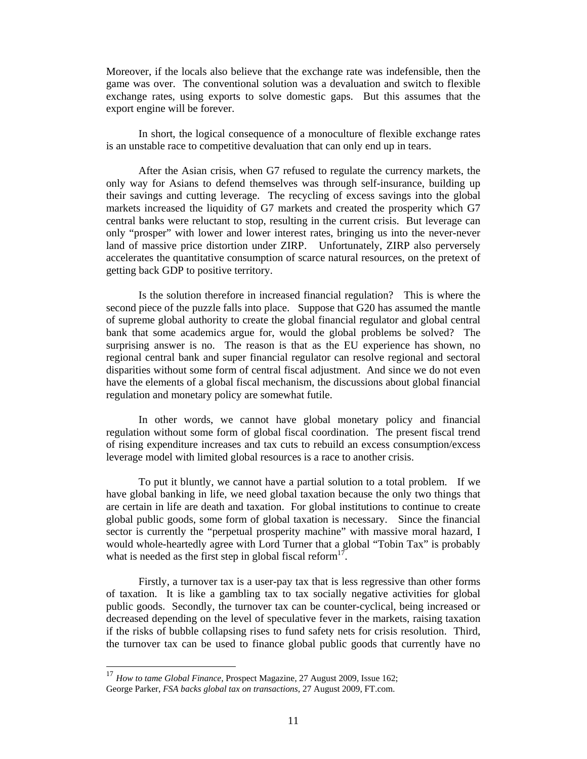Moreover, if the locals also believe that the exchange rate was indefensible, then the game was over. The conventional solution was a devaluation and switch to flexible exchange rates, using exports to solve domestic gaps. But this assumes that the export engine will be forever.

In short, the logical consequence of a monoculture of flexible exchange rates is an unstable race to competitive devaluation that can only end up in tears.

After the Asian crisis, when G7 refused to regulate the currency markets, the only way for Asians to defend themselves was through self-insurance, building up their savings and cutting leverage. The recycling of excess savings into the global markets increased the liquidity of G7 markets and created the prosperity which G7 central banks were reluctant to stop, resulting in the current crisis. But leverage can only "prosper" with lower and lower interest rates, bringing us into the never-never land of massive price distortion under ZIRP. Unfortunately, ZIRP also perversely accelerates the quantitative consumption of scarce natural resources, on the pretext of getting back GDP to positive territory.

Is the solution therefore in increased financial regulation? This is where the second piece of the puzzle falls into place. Suppose that G20 has assumed the mantle of supreme global authority to create the global financial regulator and global central bank that some academics argue for, would the global problems be solved? The surprising answer is no. The reason is that as the EU experience has shown, no regional central bank and super financial regulator can resolve regional and sectoral disparities without some form of central fiscal adjustment. And since we do not even have the elements of a global fiscal mechanism, the discussions about global financial regulation and monetary policy are somewhat futile.

In other words, we cannot have global monetary policy and financial regulation without some form of global fiscal coordination. The present fiscal trend of rising expenditure increases and tax cuts to rebuild an excess consumption/excess leverage model with limited global resources is a race to another crisis.

To put it bluntly, we cannot have a partial solution to a total problem. If we have global banking in life, we need global taxation because the only two things that are certain in life are death and taxation. For global institutions to continue to create global public goods, some form of global taxation is necessary. Since the financial sector is currently the "perpetual prosperity machine" with massive moral hazard, I would whole-heartedly agree with Lord Turner that a global "Tobin Tax" is probably what is needed as the first step in global fiscal reform[17].

Firstly, a turnover tax is a user-pay tax that is less regressive than other forms of taxation. It is like a gambling tax to tax socially negative activities for global public goods. Secondly, the turnover tax can be counter-cyclical, being increased or decreased depending on the level of speculative fever in the markets, raising taxation if the risks of bubble collapsing rises to fund safety nets for crisis resolution. Third, the turnover tax can be used to finance global public goods that currently have no

---

[17] *How to tame Global Finance*, Prospect Magazine, 27 August 2009, Issue 162; George Parker, *FSA backs global tax on transactions*, 27 August 2009, FT.com.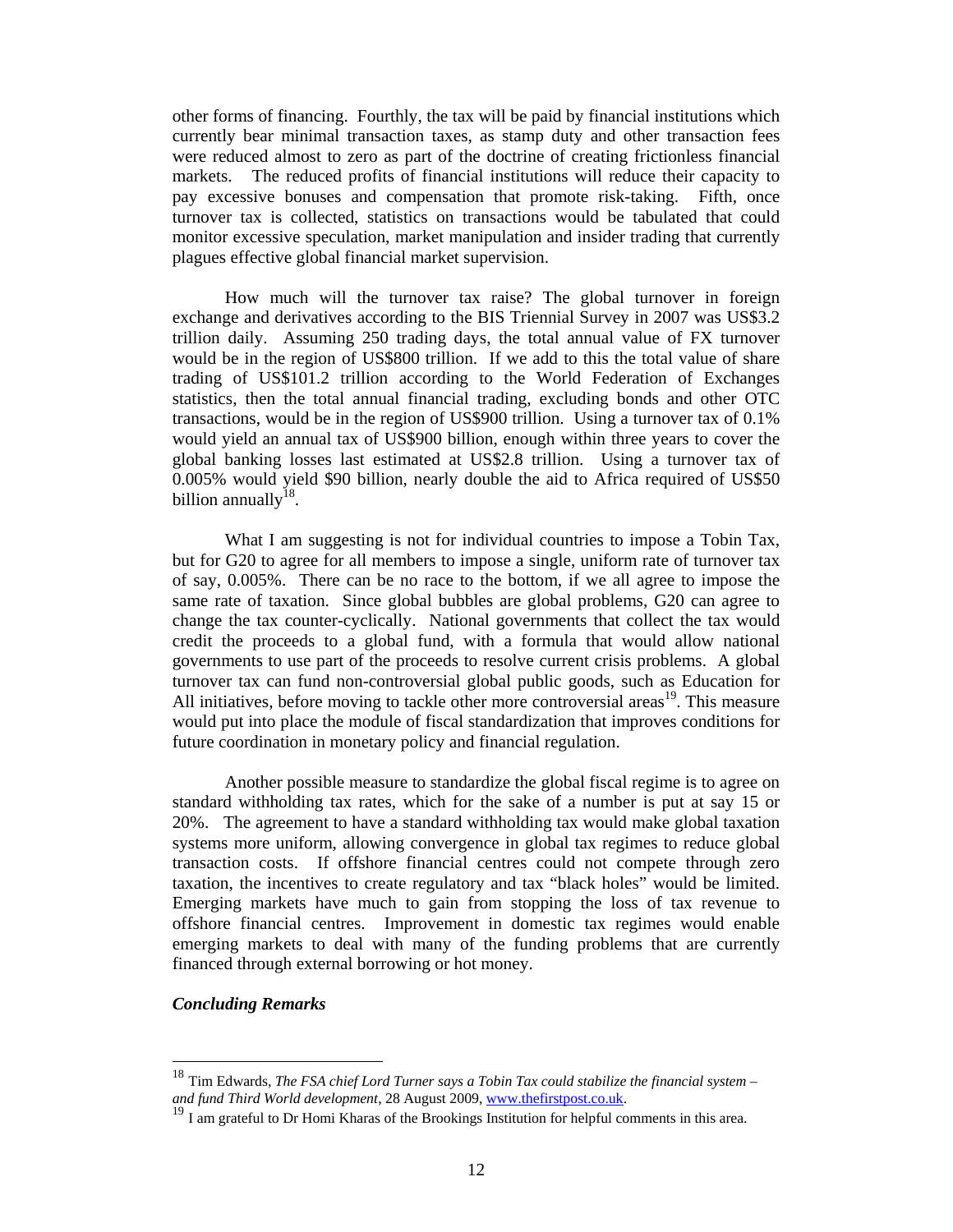other forms of financing. Fourthly, the tax will be paid by financial institutions which currently bear minimal transaction taxes, as stamp duty and other transaction fees were reduced almost to zero as part of the doctrine of creating frictionless financial markets. The reduced profits of financial institutions will reduce their capacity to pay excessive bonuses and compensation that promote risk-taking. Fifth, once turnover tax is collected, statistics on transactions would be tabulated that could monitor excessive speculation, market manipulation and insider trading that currently plagues effective global financial market supervision.

How much will the turnover tax raise? The global turnover in foreign exchange and derivatives according to the BIS Triennial Survey in 2007 was US$3.2 trillion daily. Assuming 250 trading days, the total annual value of FX turnover would be in the region of US$800 trillion. If we add to this the total value of share trading of US$101.2 trillion according to the World Federation of Exchanges statistics, then the total annual financial trading, excluding bonds and other OTC transactions, would be in the region of US$900 trillion. Using a turnover tax of 0.1% would yield an annual tax of US$900 billion, enough within three years to cover the global banking losses last estimated at US$2.8 trillion. Using a turnover tax of 0.005% would yield $90 billion, nearly double the aid to Africa required of US$50 billion annually[18].

What I am suggesting is not for individual countries to impose a Tobin Tax, but for G20 to agree for all members to impose a single, uniform rate of turnover tax of say, 0.005%. There can be no race to the bottom, if we all agree to impose the same rate of taxation. Since global bubbles are global problems, G20 can agree to change the tax counter-cyclically. National governments that collect the tax would credit the proceeds to a global fund, with a formula that would allow national governments to use part of the proceeds to resolve current crisis problems. A global turnover tax can fund non-controversial global public goods, such as Education for All initiatives, before moving to tackle other more controversial areas[19]. This measure would put into place the module of fiscal standardization that improves conditions for future coordination in monetary policy and financial regulation.

Another possible measure to standardize the global fiscal regime is to agree on standard withholding tax rates, which for the sake of a number is put at say 15 or 20%. The agreement to have a standard withholding tax would make global taxation systems more uniform, allowing convergence in global tax regimes to reduce global transaction costs. If offshore financial centres could not compete through zero taxation, the incentives to create regulatory and tax "black holes" would be limited. Emerging markets have much to gain from stopping the loss of tax revenue to offshore financial centres. Improvement in domestic tax regimes would enable emerging markets to deal with many of the funding problems that are currently financed through external borrowing or hot money.

***Concluding Remarks***

---

[18] Tim Edwards, *The FSA chief Lord Turner says a Tobin Tax could stabilize the financial system – and fund Third World development*, 28 August 2009, www.thefirstpost.co.uk.

[19] I am grateful to Dr Homi Kharas of the Brookings Institution for helpful comments in this area.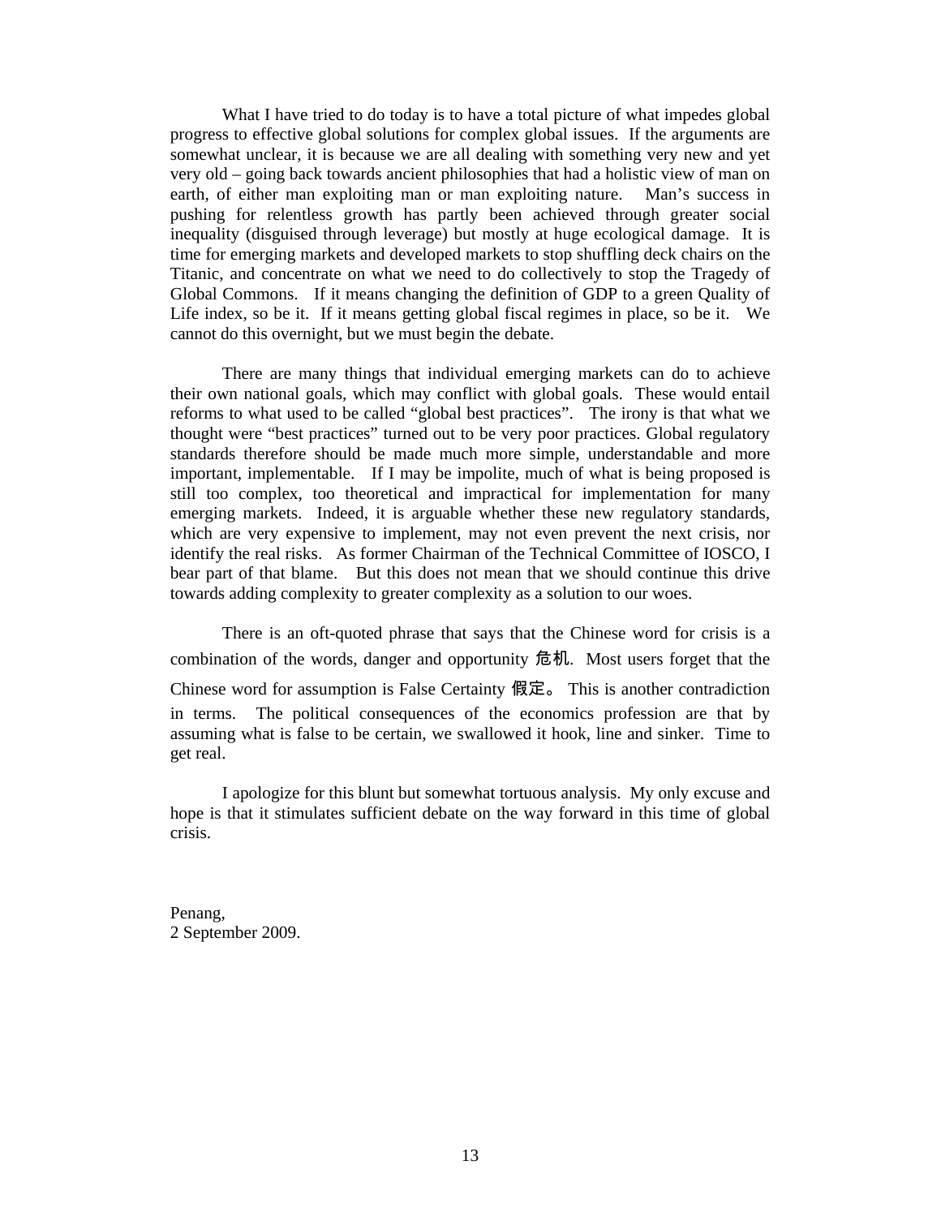What I have tried to do today is to have a total picture of what impedes global progress to effective global solutions for complex global issues. If the arguments are somewhat unclear, it is because we are all dealing with something very new and yet very old – going back towards ancient philosophies that had a holistic view of man on earth, of either man exploiting man or man exploiting nature. Man's success in pushing for relentless growth has partly been achieved through greater social inequality (disguised through leverage) but mostly at huge ecological damage. It is time for emerging markets and developed markets to stop shuffling deck chairs on the Titanic, and concentrate on what we need to do collectively to stop the Tragedy of Global Commons. If it means changing the definition of GDP to a green Quality of Life index, so be it. If it means getting global fiscal regimes in place, so be it. We cannot do this overnight, but we must begin the debate.

There are many things that individual emerging markets can do to achieve their own national goals, which may conflict with global goals. These would entail reforms to what used to be called "global best practices". The irony is that what we thought were "best practices" turned out to be very poor practices. Global regulatory standards therefore should be made much more simple, understandable and more important, implementable. If I may be impolite, much of what is being proposed is still too complex, too theoretical and impractical for implementation for many emerging markets. Indeed, it is arguable whether these new regulatory standards, which are very expensive to implement, may not even prevent the next crisis, nor identify the real risks. As former Chairman of the Technical Committee of IOSCO, I bear part of that blame. But this does not mean that we should continue this drive towards adding complexity to greater complexity as a solution to our woes.

There is an oft-quoted phrase that says that the Chinese word for crisis is a combination of the words, danger and opportunity 危机. Most users forget that the Chinese word for assumption is False Certainty 假定。 This is another contradiction in terms. The political consequences of the economics profession are that by assuming what is false to be certain, we swallowed it hook, line and sinker. Time to get real.

I apologize for this blunt but somewhat tortuous analysis. My only excuse and hope is that it stimulates sufficient debate on the way forward in this time of global crisis.

Penang,  
2 September 2009.